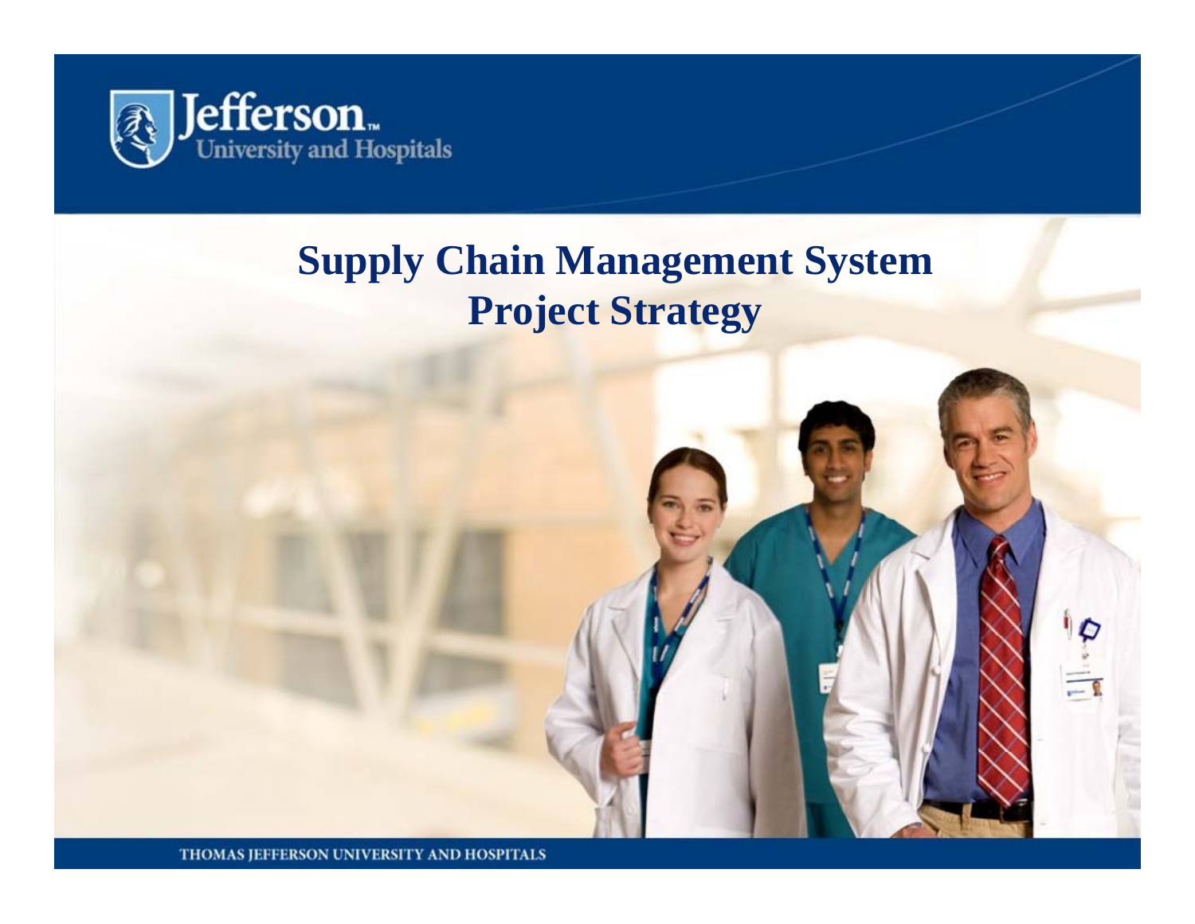# Supply Chain Management System Project Strategy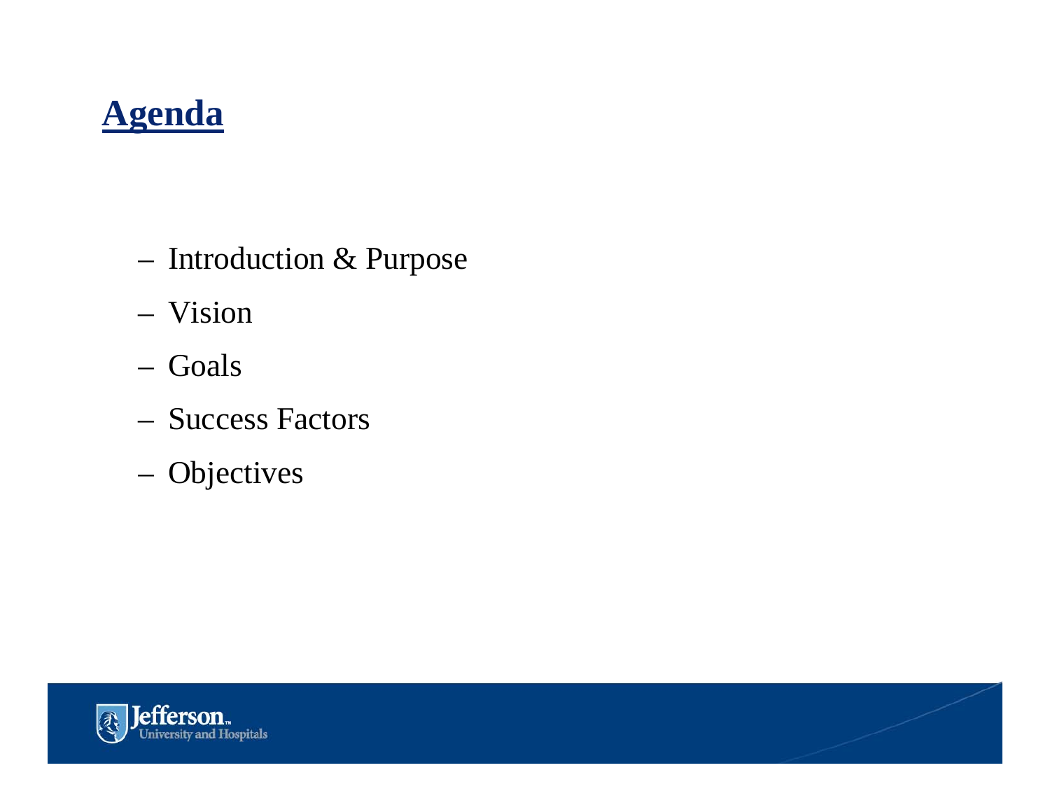# Agenda

- Introduction & Purpose
- Vision
- Goals
- Success Factors
- Objectives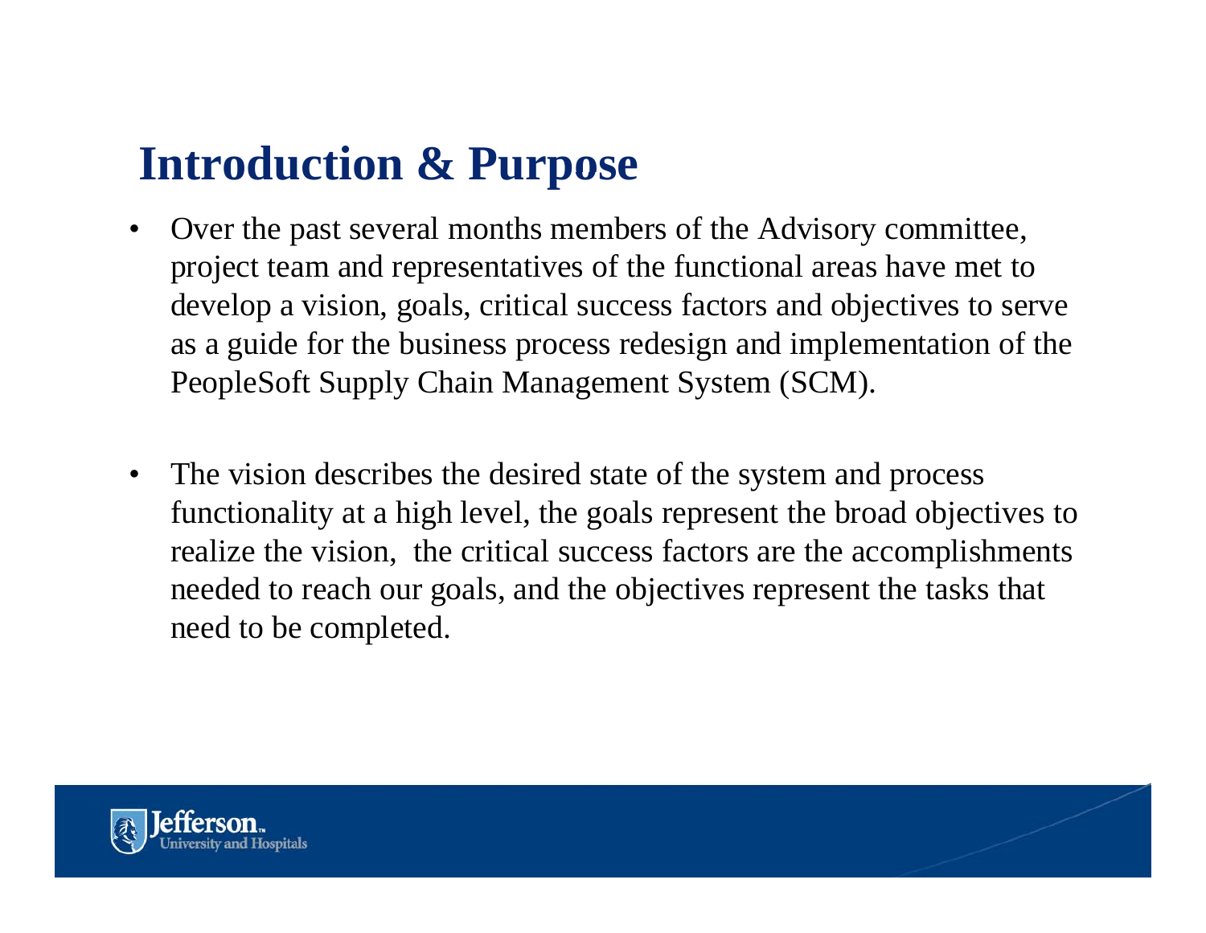# Introduction & Purpose

- Over the past several months members of the Advisory committee, project team and representatives of the functional areas have met to develop a vision, goals, critical success factors and objectives to serve as a guide for the business process redesign and implementation of the PeopleSoft Supply Chain Management System (SCM).

- The vision describes the desired state of the system and process functionality at a high level, the goals represent the broad objectives to realize the vision, the critical success factors are the accomplishments needed to reach our goals, and the objectives represent the tasks that need to be completed.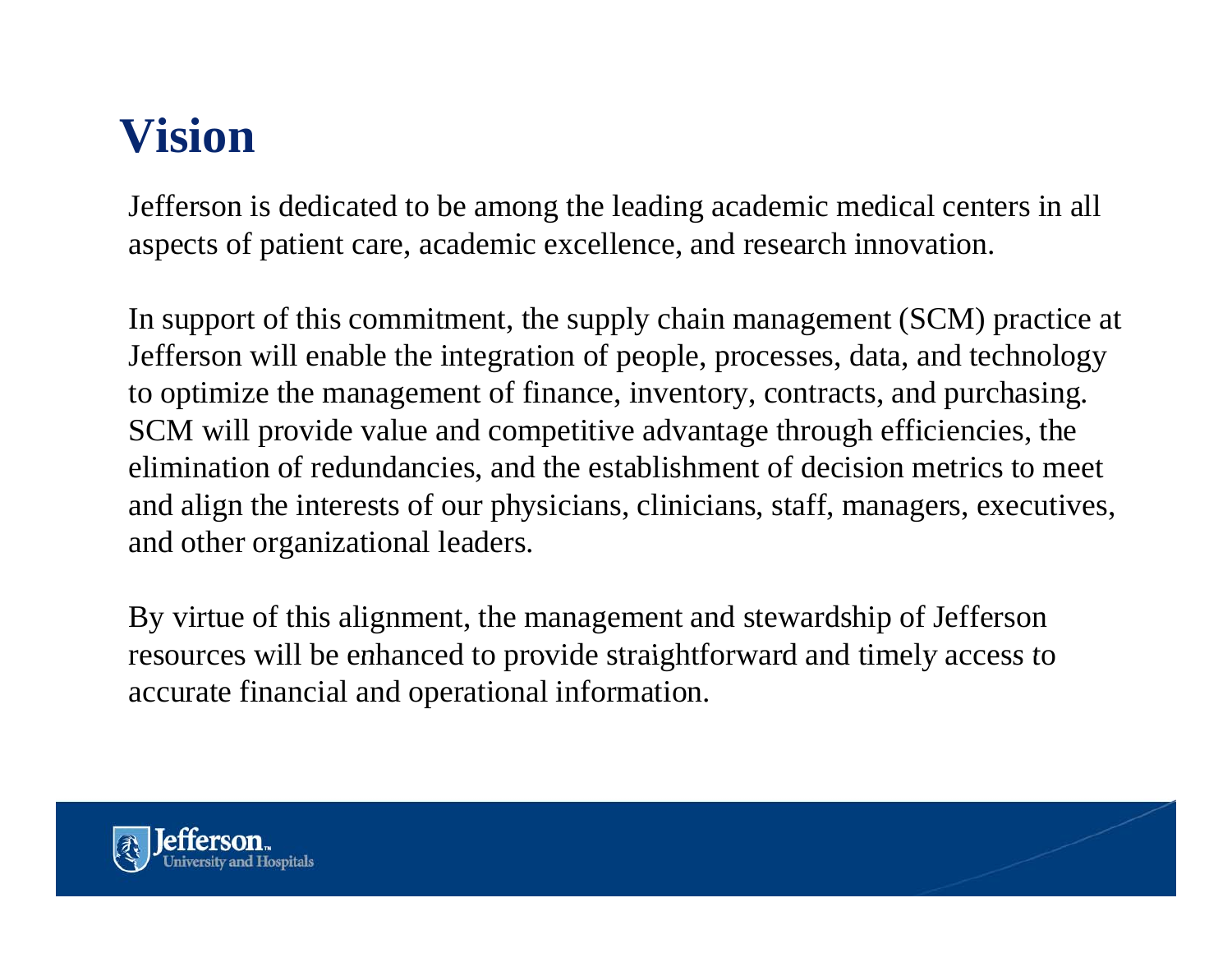# Vision

Jefferson is dedicated to be among the leading academic medical centers in all aspects of patient care, academic excellence, and research innovation.

In support of this commitment, the supply chain management (SCM) practice at Jefferson will enable the integration of people, processes, data, and technology to optimize the management of finance, inventory, contracts, and purchasing. SCM will provide value and competitive advantage through efficiencies, the elimination of redundancies, and the establishment of decision metrics to meet and align the interests of our physicians, clinicians, staff, managers, executives, and other organizational leaders.

By virtue of this alignment, the management and stewardship of Jefferson resources will be enhanced to provide straightforward and timely access to accurate financial and operational information.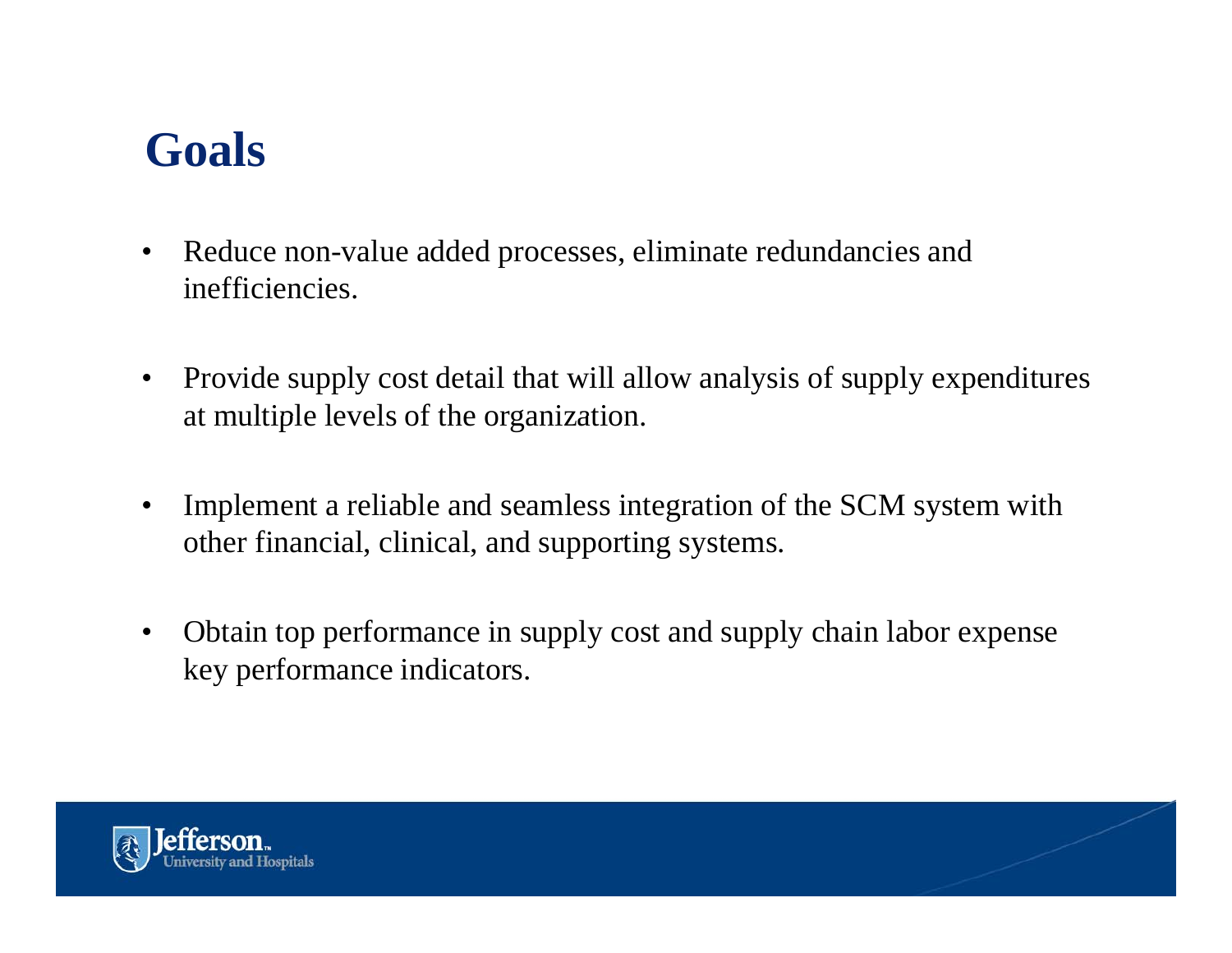# Goals

- Reduce non-value added processes, eliminate redundancies and inefficiencies.
- Provide supply cost detail that will allow analysis of supply expenditures at multiple levels of the organization.
- Implement a reliable and seamless integration of the SCM system with other financial, clinical, and supporting systems.
- Obtain top performance in supply cost and supply chain labor expense key performance indicators.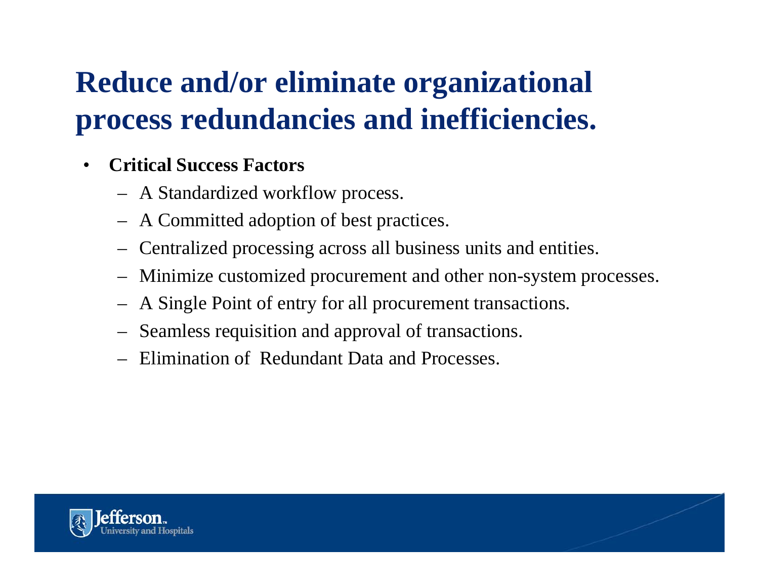# Reduce and/or eliminate organizational process redundancies and inefficiencies.

- **Critical Success Factors**
  - A Standardized workflow process.
  - A Committed adoption of best practices.
  - Centralized processing across all business units and entities.
  - Minimize customized procurement and other non-system processes.
  - A Single Point of entry for all procurement transactions.
  - Seamless requisition and approval of transactions.
  - Elimination of Redundant Data and Processes.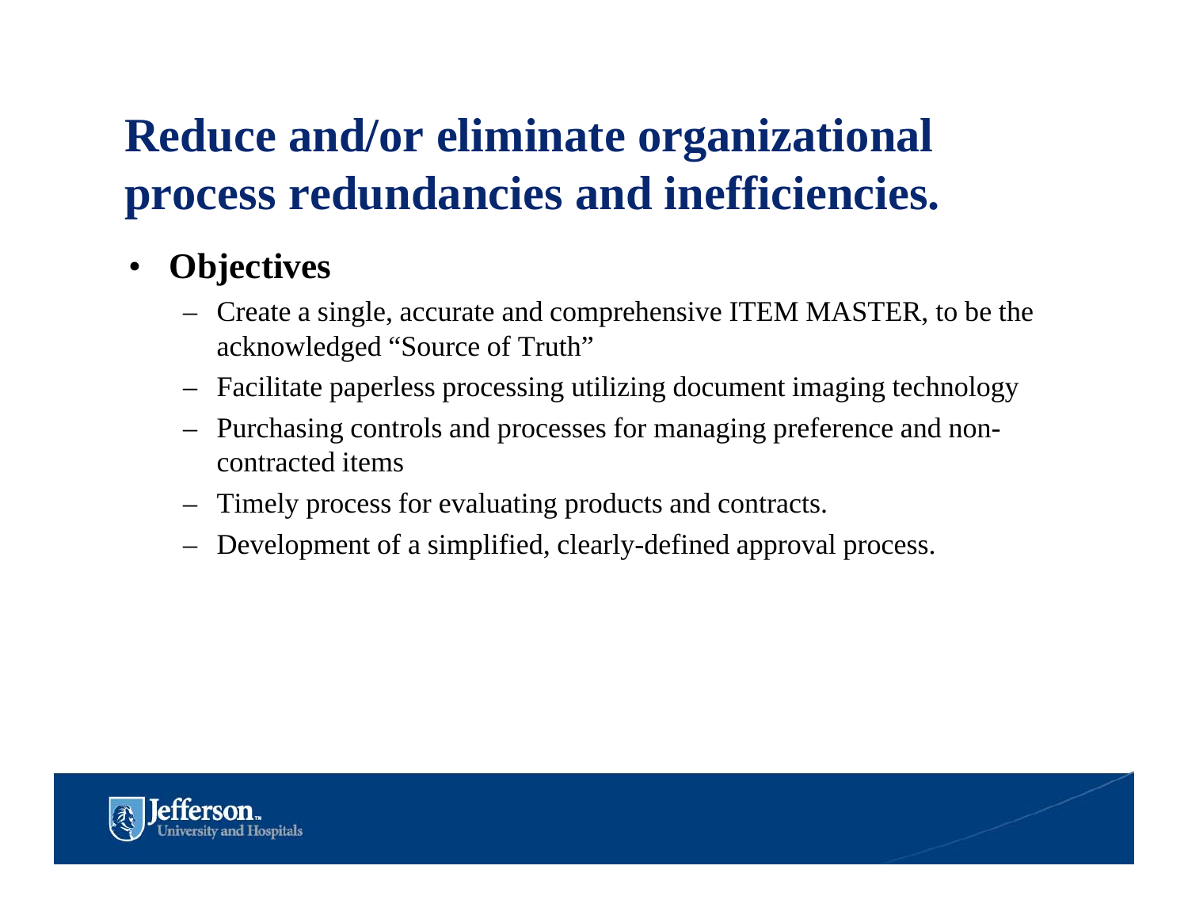# Reduce and/or eliminate organizational process redundancies and inefficiencies.

- **Objectives**
  - Create a single, accurate and comprehensive ITEM MASTER, to be the acknowledged "Source of Truth"
  - Facilitate paperless processing utilizing document imaging technology
  - Purchasing controls and processes for managing preference and non-contracted items
  - Timely process for evaluating products and contracts.
  - Development of a simplified, clearly-defined approval process.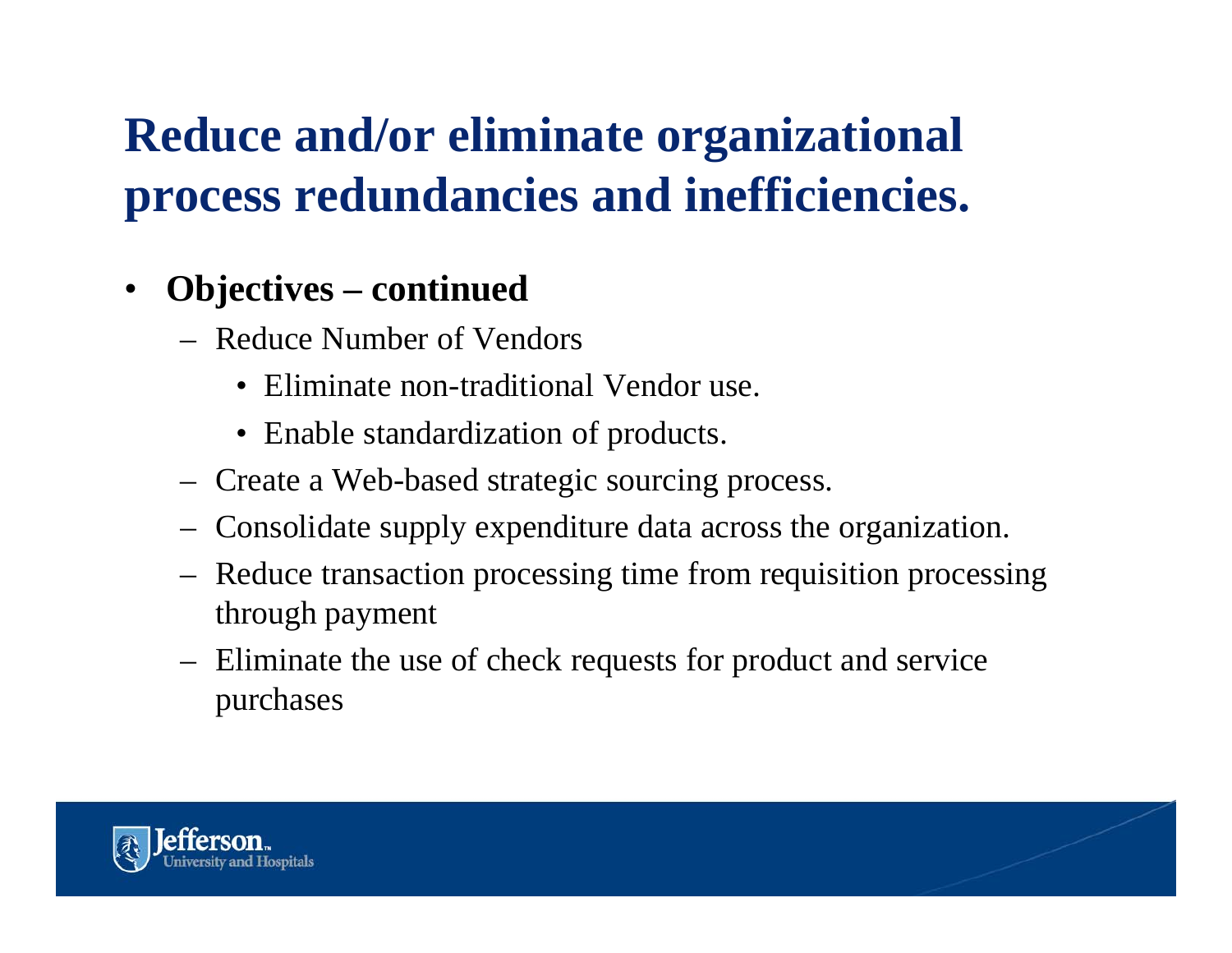# Reduce and/or eliminate organizational process redundancies and inefficiencies.

- **Objectives – continued**
  - Reduce Number of Vendors
    - Eliminate non-traditional Vendor use.
    - Enable standardization of products.
  - Create a Web-based strategic sourcing process.
  - Consolidate supply expenditure data across the organization.
  - Reduce transaction processing time from requisition processing through payment
  - Eliminate the use of check requests for product and service purchases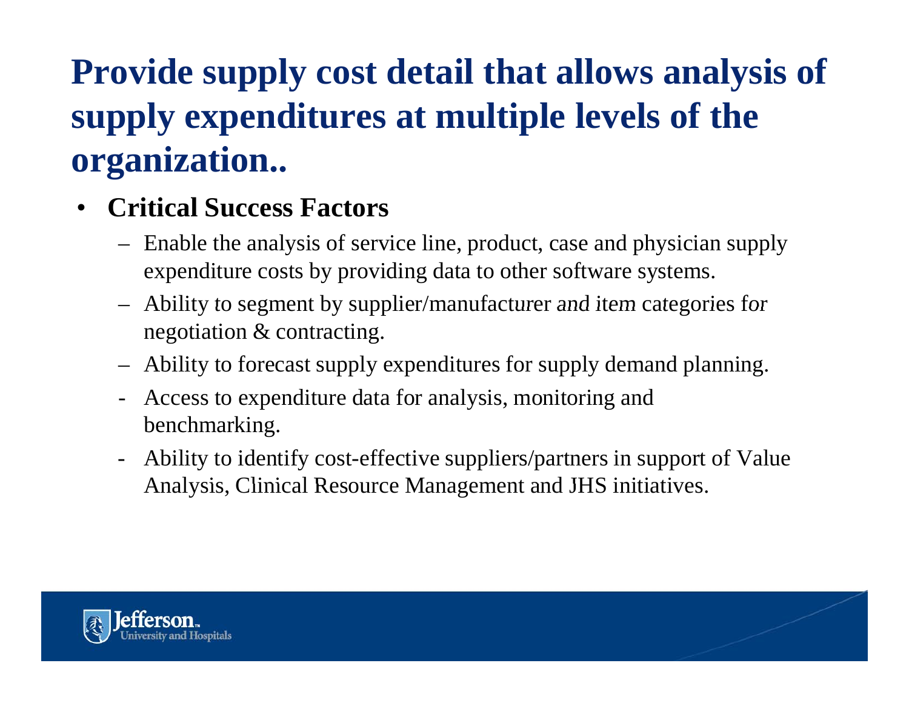# Provide supply cost detail that allows analysis of supply expenditures at multiple levels of the organization..

- **Critical Success Factors**
  - Enable the analysis of service line, product, case and physician supply expenditure costs by providing data to other software systems.
  - Ability to segment by supplier/manufacturer and item categories for negotiation & contracting.
  - Ability to forecast supply expenditures for supply demand planning.
  - Access to expenditure data for analysis, monitoring and benchmarking.
  - Ability to identify cost-effective suppliers/partners in support of Value Analysis, Clinical Resource Management and JHS initiatives.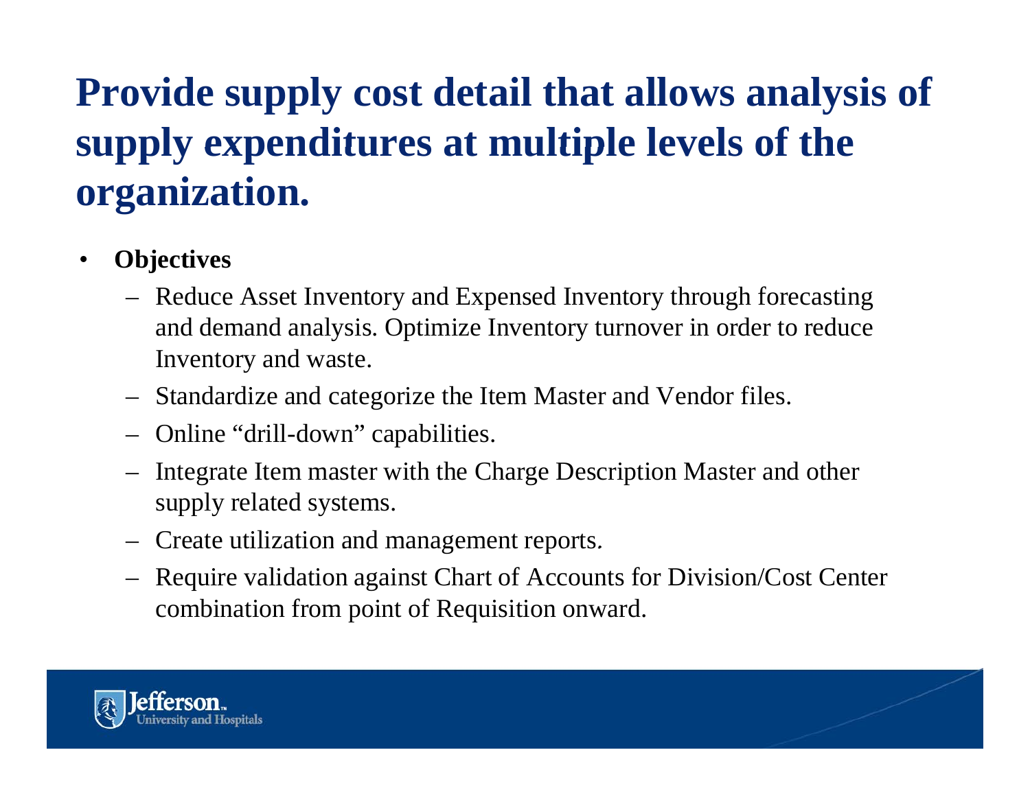# Provide supply cost detail that allows analysis of supply expenditures at multiple levels of the organization.

- **Objectives**
  - Reduce Asset Inventory and Expensed Inventory through forecasting and demand analysis. Optimize Inventory turnover in order to reduce Inventory and waste.
  - Standardize and categorize the Item Master and Vendor files.
  - Online “drill-down” capabilities.
  - Integrate Item master with the Charge Description Master and other supply related systems.
  - Create utilization and management reports.
  - Require validation against Chart of Accounts for Division/Cost Center combination from point of Requisition onward.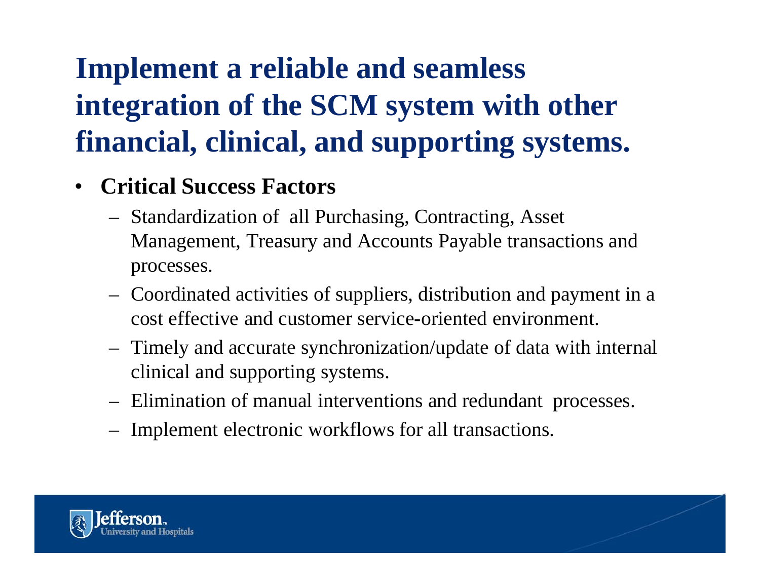# Implement a reliable and seamless integration of the SCM system with other financial, clinical, and supporting systems.

- **Critical Success Factors**
  - Standardization of all Purchasing, Contracting, Asset Management, Treasury and Accounts Payable transactions and processes.
  - Coordinated activities of suppliers, distribution and payment in a cost effective and customer service-oriented environment.
  - Timely and accurate synchronization/update of data with internal clinical and supporting systems.
  - Elimination of manual interventions and redundant processes.
  - Implement electronic workflows for all transactions.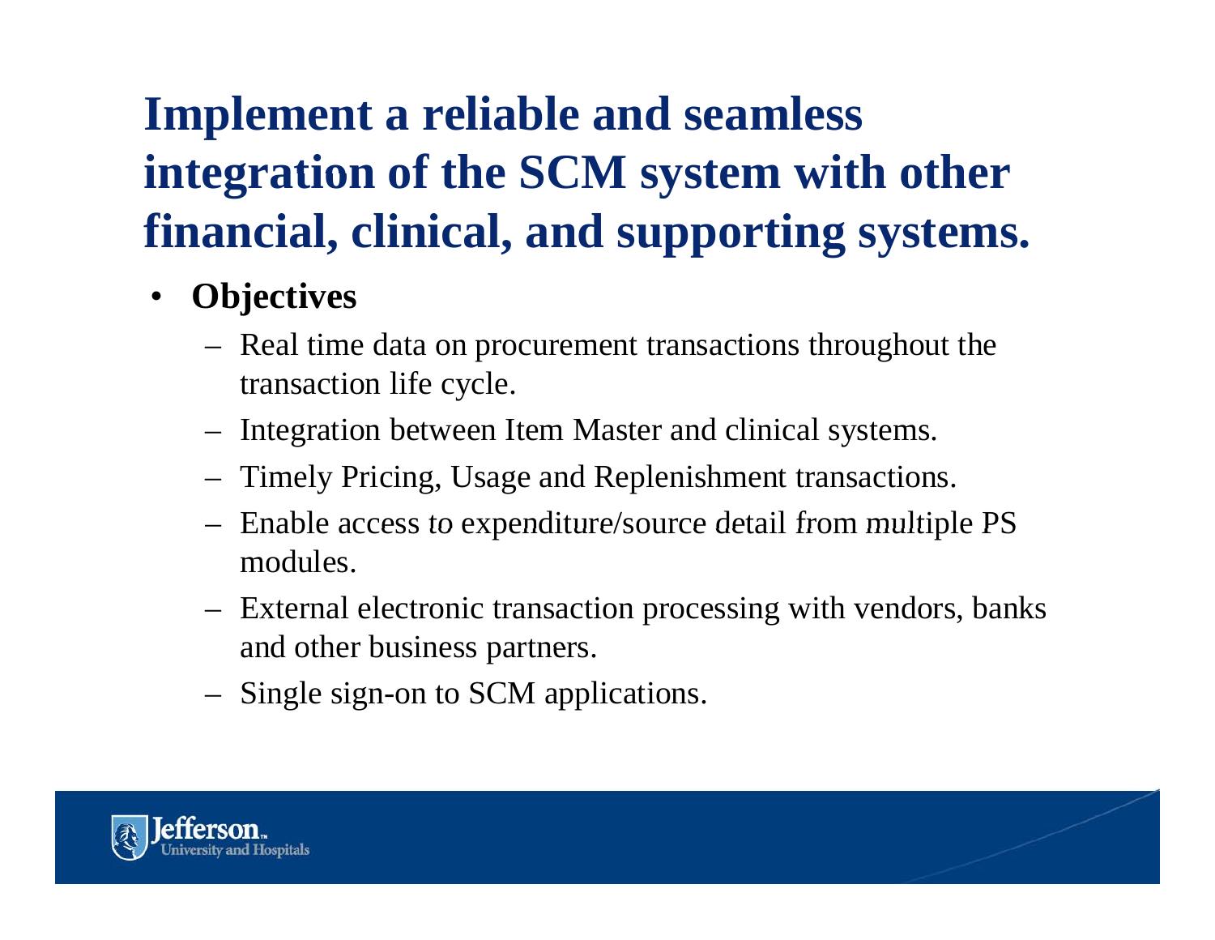# Implement a reliable and seamless integration of the SCM system with other financial, clinical, and supporting systems.

- **Objectives**
  - Real time data on procurement transactions throughout the transaction life cycle.
  - Integration between Item Master and clinical systems.
  - Timely Pricing, Usage and Replenishment transactions.
  - Enable access to expenditure/source detail from multiple PS modules.
  - External electronic transaction processing with vendors, banks and other business partners.
  - Single sign-on to SCM applications.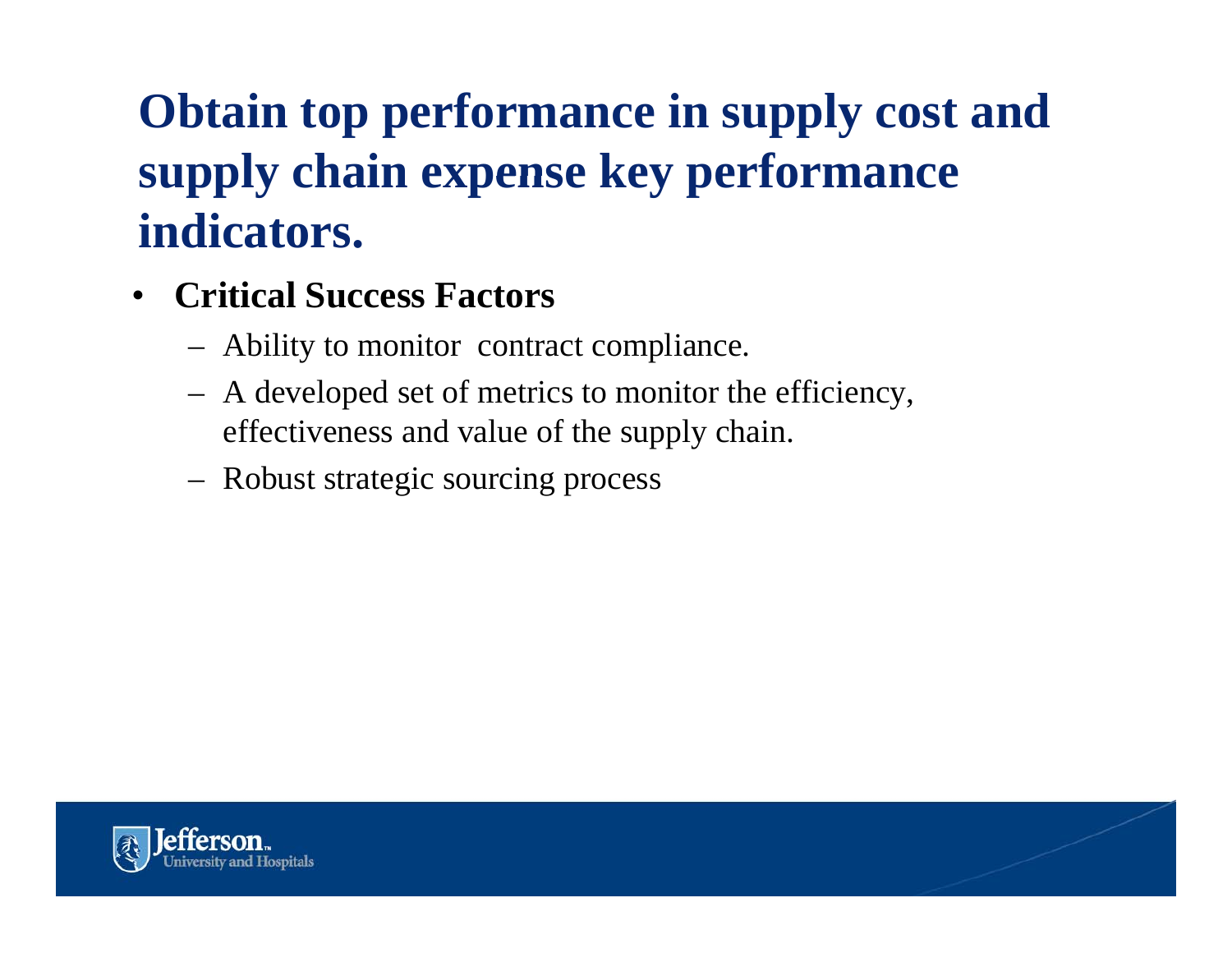# Obtain top performance in supply cost and supply chain expense key performance indicators.

- **Critical Success Factors**
  - Ability to monitor contract compliance.
  - A developed set of metrics to monitor the efficiency, effectiveness and value of the supply chain.
  - Robust strategic sourcing process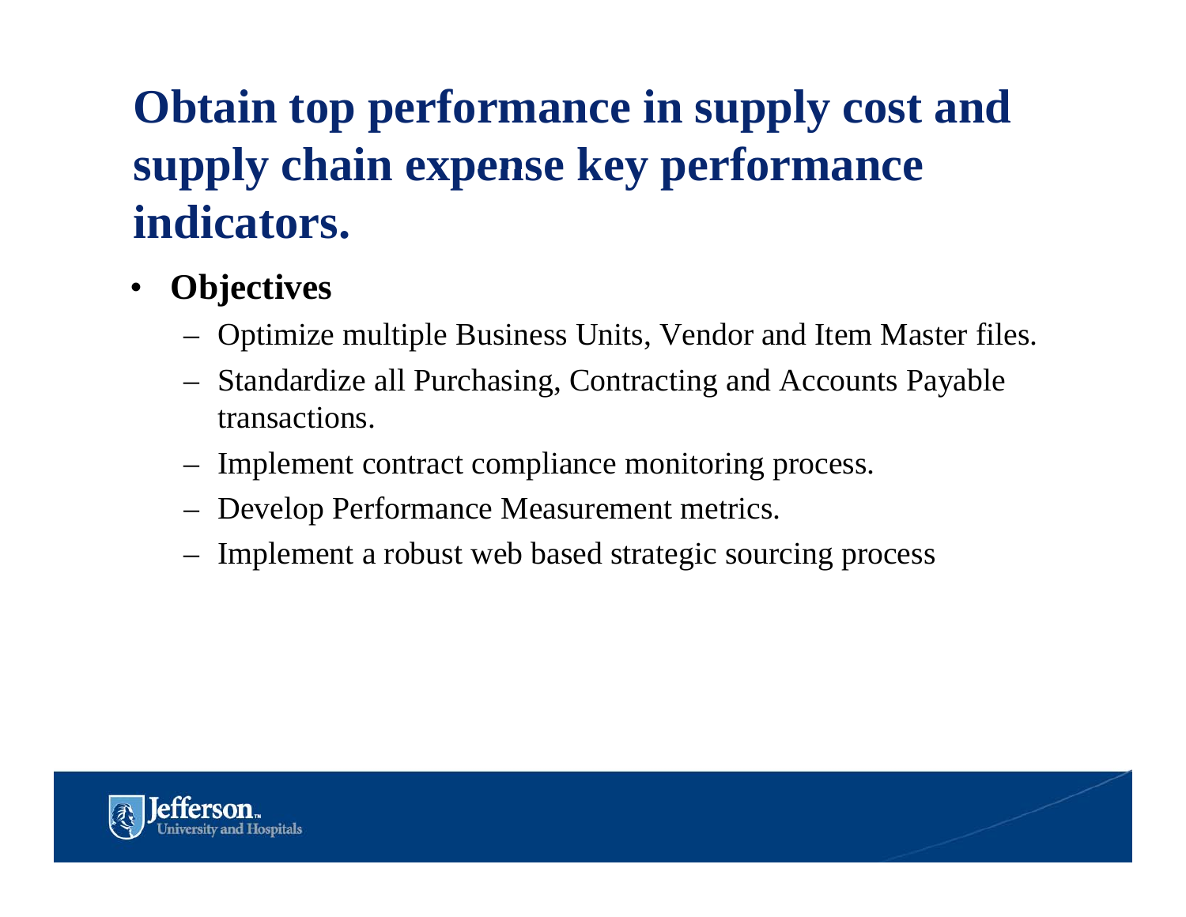# Obtain top performance in supply cost and supply chain expense key performance indicators.

- **Objectives**
  - Optimize multiple Business Units, Vendor and Item Master files.
  - Standardize all Purchasing, Contracting and Accounts Payable transactions.
  - Implement contract compliance monitoring process.
  - Develop Performance Measurement metrics.
  - Implement a robust web based strategic sourcing process